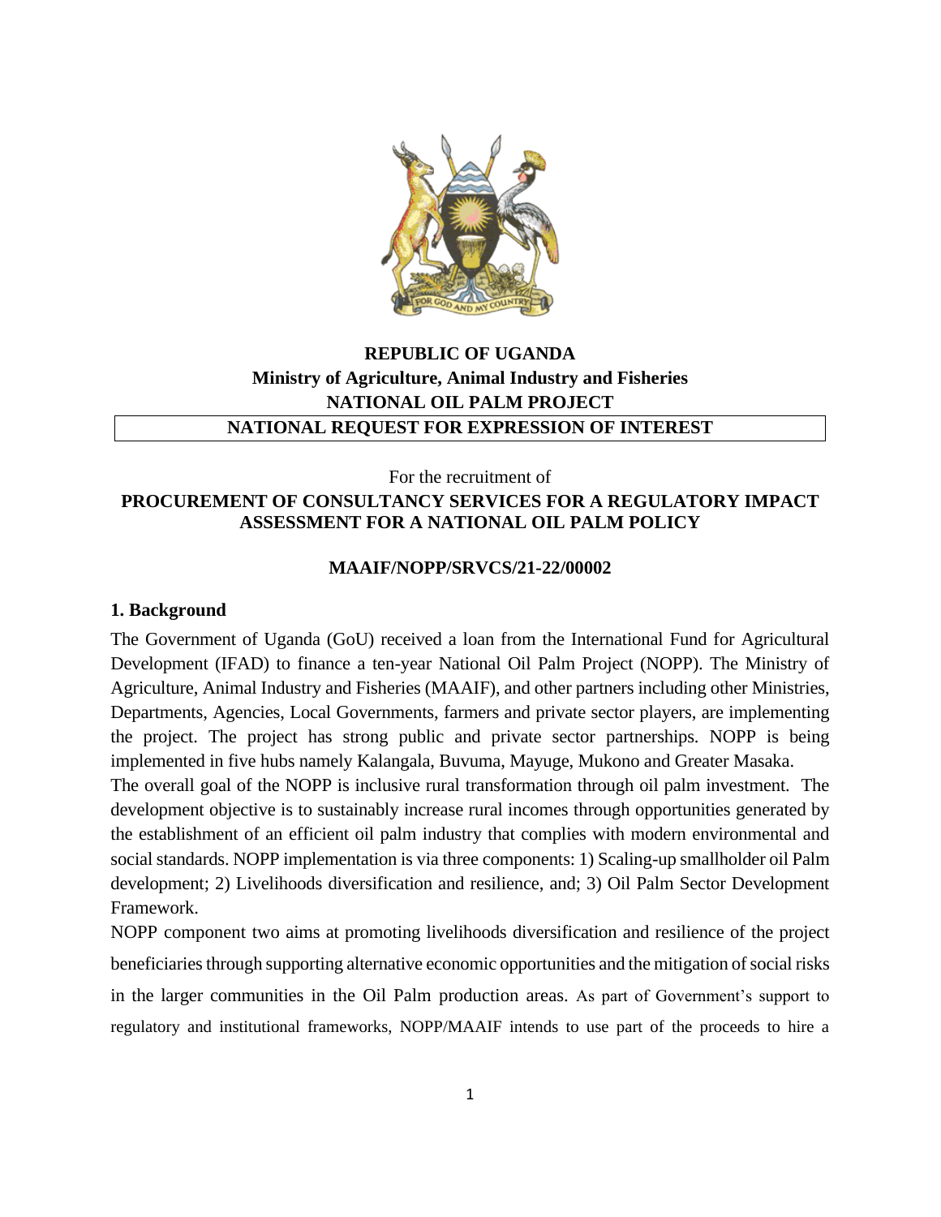**REPUBLIC OF UGANDA**
**Ministry of Agriculture, Animal Industry and Fisheries**
**NATIONAL OIL PALM PROJECT**

**NATIONAL REQUEST FOR EXPRESSION OF INTEREST**

For the recruitment of

**PROCUREMENT OF CONSULTANCY SERVICES FOR A REGULATORY IMPACT ASSESSMENT FOR A NATIONAL OIL PALM POLICY**

**MAAIF/NOPP/SRVCS/21-22/00002**

## 1. Background

The Government of Uganda (GoU) received a loan from the International Fund for Agricultural Development (IFAD) to finance a ten-year National Oil Palm Project (NOPP). The Ministry of Agriculture, Animal Industry and Fisheries (MAAIF), and other partners including other Ministries, Departments, Agencies, Local Governments, farmers and private sector players, are implementing the project. The project has strong public and private sector partnerships. NOPP is being implemented in five hubs namely Kalangala, Buvuma, Mayuge, Mukono and Greater Masaka.

The overall goal of the NOPP is inclusive rural transformation through oil palm investment. The development objective is to sustainably increase rural incomes through opportunities generated by the establishment of an efficient oil palm industry that complies with modern environmental and social standards. NOPP implementation is via three components: 1) Scaling-up smallholder oil Palm development; 2) Livelihoods diversification and resilience, and; 3) Oil Palm Sector Development Framework.

NOPP component two aims at promoting livelihoods diversification and resilience of the project beneficiaries through supporting alternative economic opportunities and the mitigation of social risks in the larger communities in the Oil Palm production areas. As part of Government's support to regulatory and institutional frameworks, NOPP/MAAIF intends to use part of the proceeds to hire a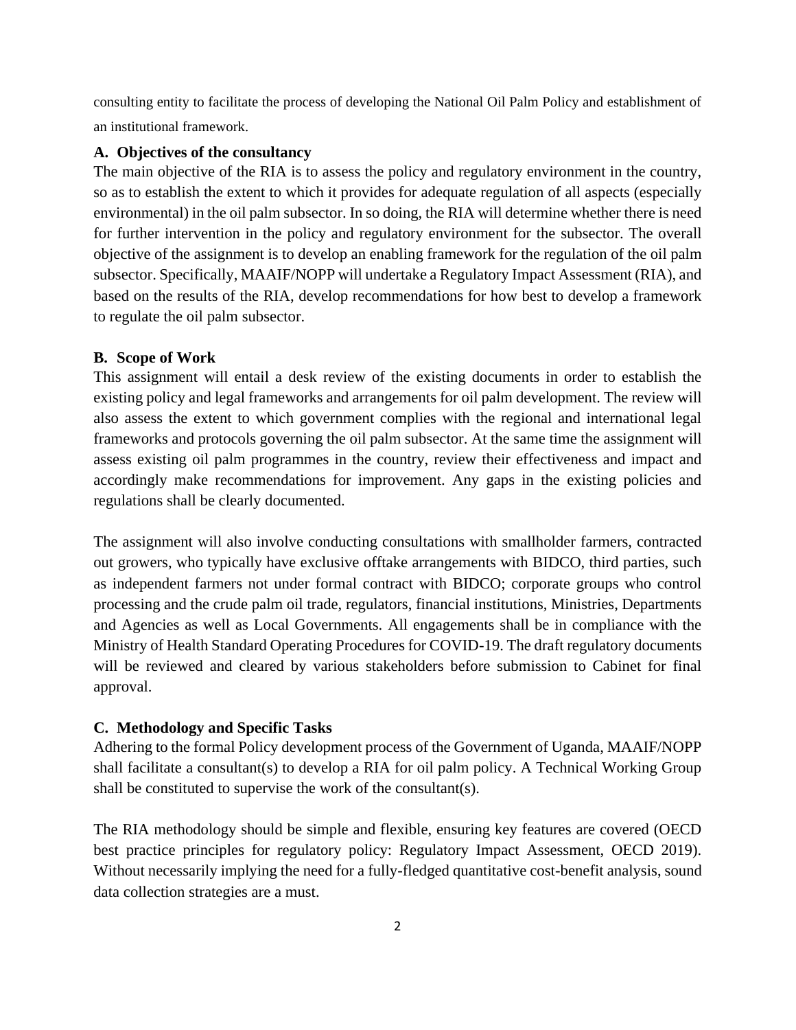consulting entity to facilitate the process of developing the National Oil Palm Policy and establishment of an institutional framework.

### A. Objectives of the consultancy

The main objective of the RIA is to assess the policy and regulatory environment in the country, so as to establish the extent to which it provides for adequate regulation of all aspects (especially environmental) in the oil palm subsector. In so doing, the RIA will determine whether there is need for further intervention in the policy and regulatory environment for the subsector. The overall objective of the assignment is to develop an enabling framework for the regulation of the oil palm subsector. Specifically, MAAIF/NOPP will undertake a Regulatory Impact Assessment (RIA), and based on the results of the RIA, develop recommendations for how best to develop a framework to regulate the oil palm subsector.

### B. Scope of Work

This assignment will entail a desk review of the existing documents in order to establish the existing policy and legal frameworks and arrangements for oil palm development. The review will also assess the extent to which government complies with the regional and international legal frameworks and protocols governing the oil palm subsector. At the same time the assignment will assess existing oil palm programmes in the country, review their effectiveness and impact and accordingly make recommendations for improvement. Any gaps in the existing policies and regulations shall be clearly documented.

The assignment will also involve conducting consultations with smallholder farmers, contracted out growers, who typically have exclusive offtake arrangements with BIDCO, third parties, such as independent farmers not under formal contract with BIDCO; corporate groups who control processing and the crude palm oil trade, regulators, financial institutions, Ministries, Departments and Agencies as well as Local Governments. All engagements shall be in compliance with the Ministry of Health Standard Operating Procedures for COVID-19. The draft regulatory documents will be reviewed and cleared by various stakeholders before submission to Cabinet for final approval.

### C. Methodology and Specific Tasks

Adhering to the formal Policy development process of the Government of Uganda, MAAIF/NOPP shall facilitate a consultant(s) to develop a RIA for oil palm policy. A Technical Working Group shall be constituted to supervise the work of the consultant(s).

The RIA methodology should be simple and flexible, ensuring key features are covered (OECD best practice principles for regulatory policy: Regulatory Impact Assessment, OECD 2019). Without necessarily implying the need for a fully-fledged quantitative cost-benefit analysis, sound data collection strategies are a must.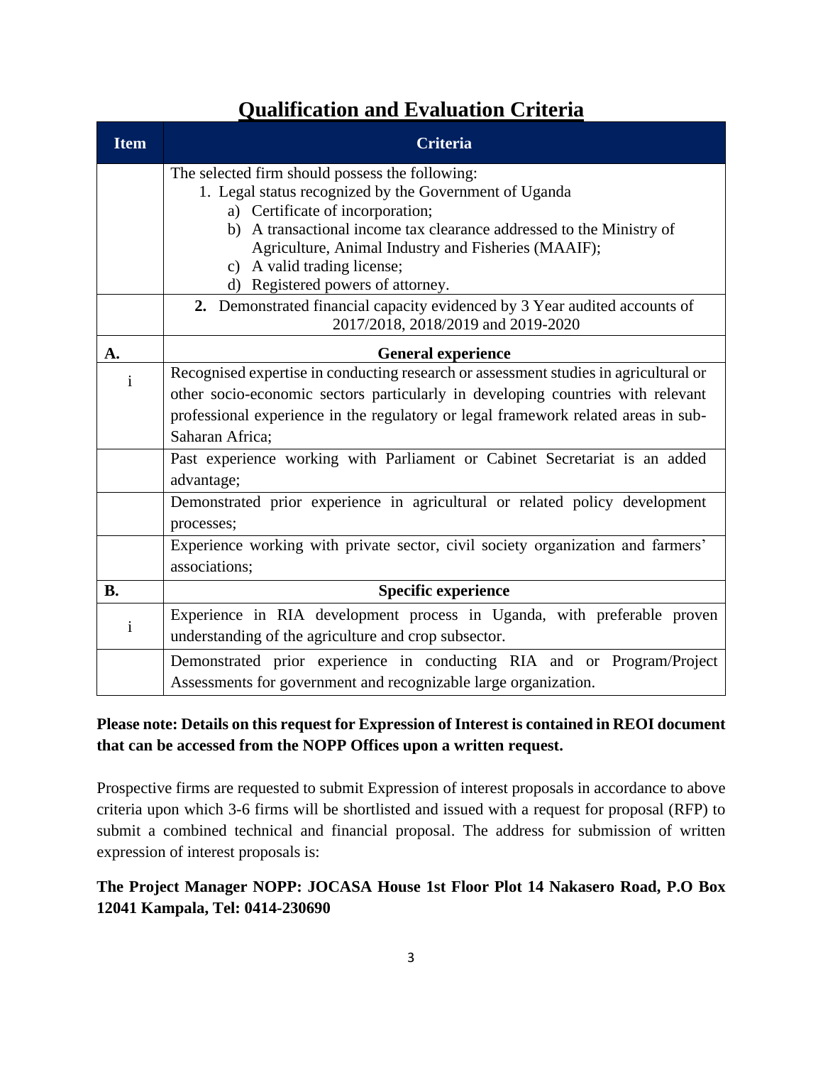# Qualification and Evaluation Criteria

| Item | Criteria |
|---|---|
| | The selected firm should possess the following:<br>1. Legal status recognized by the Government of Uganda<br>a) Certificate of incorporation;<br>b) A transactional income tax clearance addressed to the Ministry of Agriculture, Animal Industry and Fisheries (MAAIF);<br>c) A valid trading license;<br>d) Registered powers of attorney. |
| | **2.** Demonstrated financial capacity evidenced by 3 Year audited accounts of 2017/2018, 2018/2019 and 2019-2020 |
| **A.** | **General experience** |
| i | Recognised expertise in conducting research or assessment studies in agricultural or other socio-economic sectors particularly in developing countries with relevant professional experience in the regulatory or legal framework related areas in sub-Saharan Africa; |
| | Past experience working with Parliament or Cabinet Secretariat is an added advantage; |
| | Demonstrated prior experience in agricultural or related policy development processes; |
| | Experience working with private sector, civil society organization and farmers' associations; |
| **B.** | **Specific experience** |
| i | Experience in RIA development process in Uganda, with preferable proven understanding of the agriculture and crop subsector. |
| | Demonstrated prior experience in conducting RIA and or Program/Project Assessments for government and recognizable large organization. |

**Please note: Details on this request for Expression of Interest is contained in REOI document that can be accessed from the NOPP Offices upon a written request.**

Prospective firms are requested to submit Expression of interest proposals in accordance to above criteria upon which 3-6 firms will be shortlisted and issued with a request for proposal (RFP) to submit a combined technical and financial proposal. The address for submission of written expression of interest proposals is:

**The Project Manager NOPP: JOCASA House 1st Floor Plot 14 Nakasero Road, P.O Box 12041 Kampala, Tel: 0414-230690**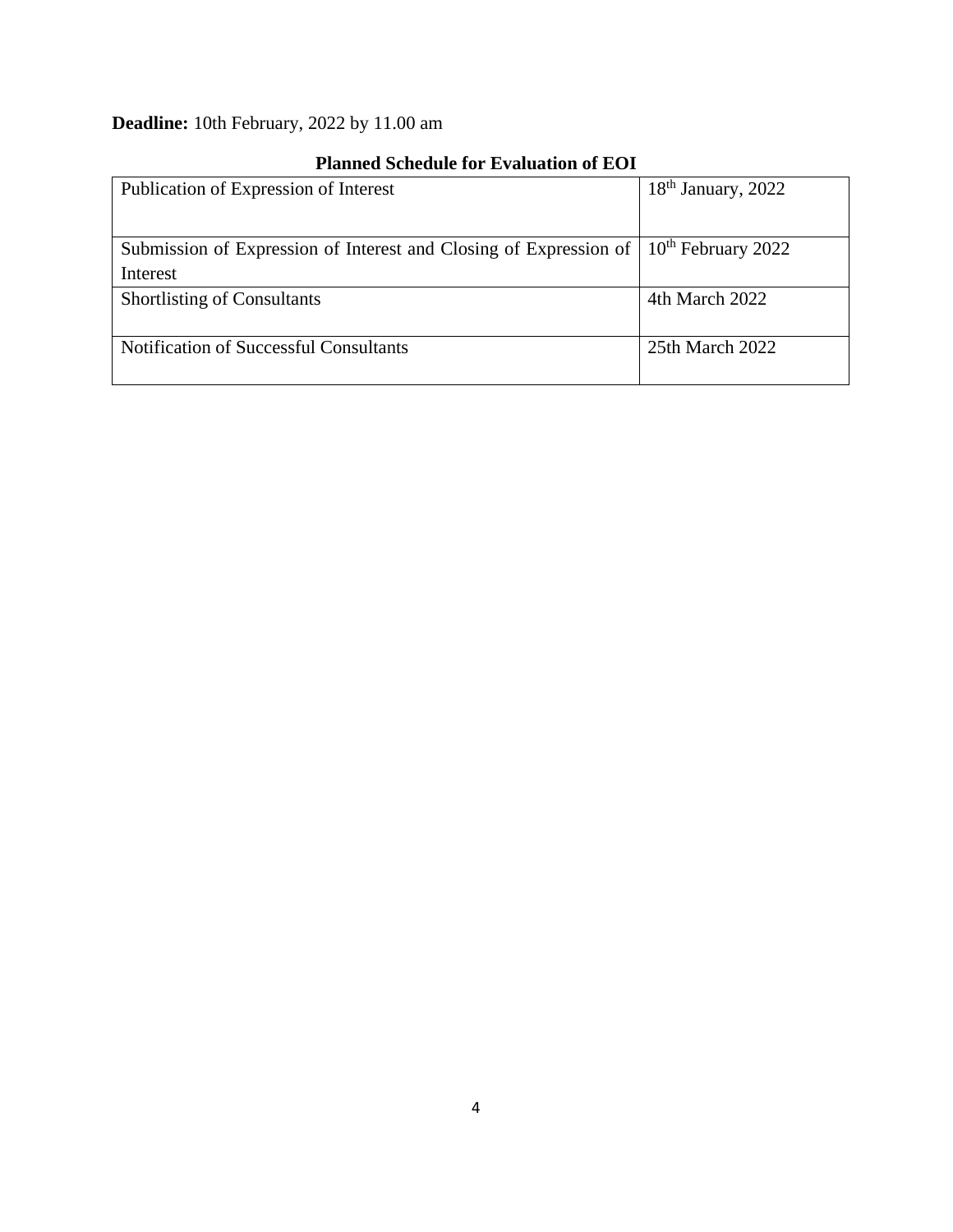**Deadline:** 10th February, 2022 by 11.00 am

**Planned Schedule for Evaluation of EOI**

| | |
|---|---|
| Publication of Expression of Interest | 18th January, 2022 |
| Submission of Expression of Interest and Closing of Expression of Interest | 10th February 2022 |
| Shortlisting of Consultants | 4th March 2022 |
| Notification of Successful Consultants | 25th March 2022 |